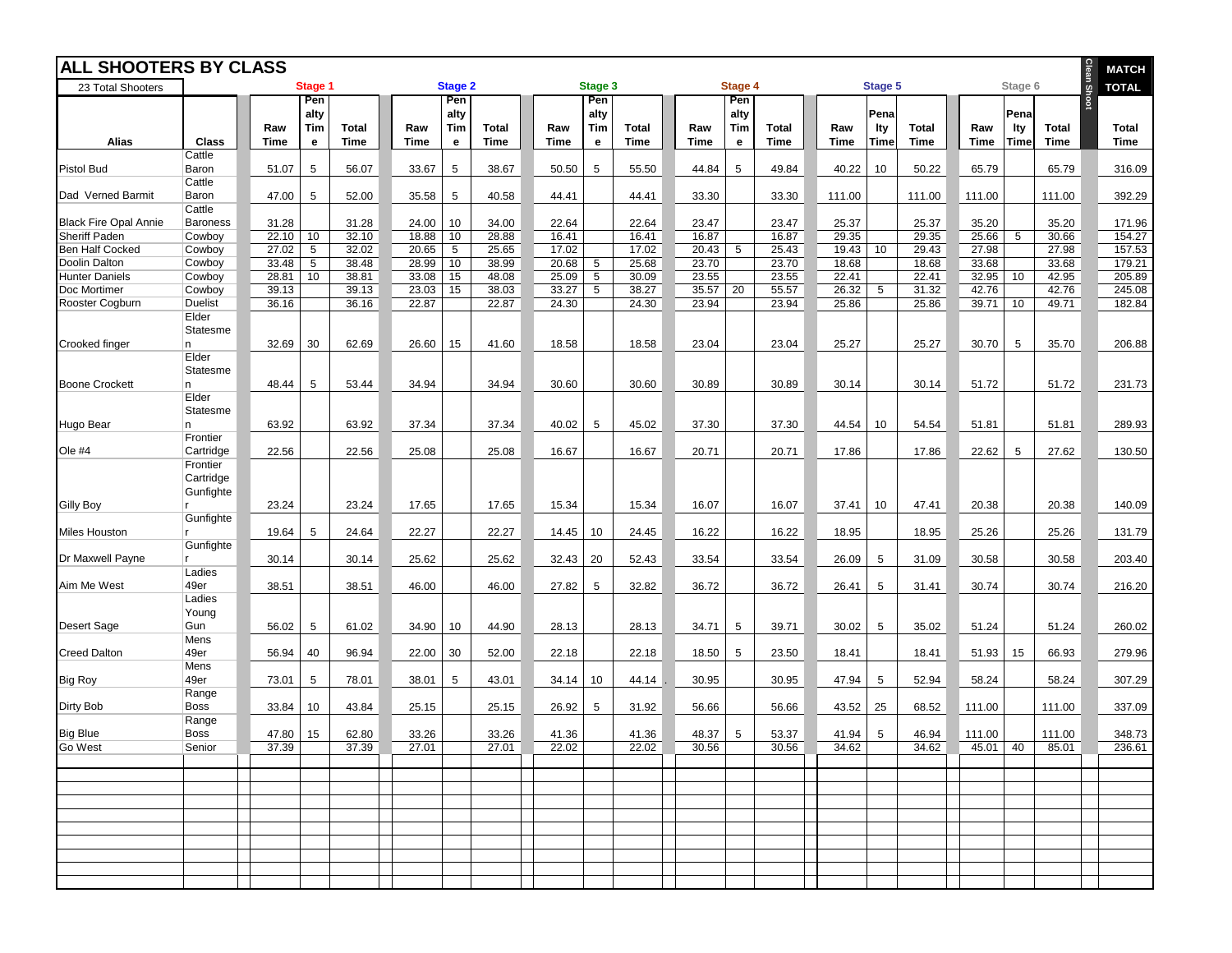# ALL SHOOTERS BY CLASS

23 Total Shooters

| Alias | Class | Stage 1 Raw Time | Stage 1 Penalty Time | Stage 1 Total Time | Stage 2 Raw Time | Stage 2 Penalty Time | Stage 2 Total Time | Stage 3 Raw Time | Stage 3 Penalty Time | Stage 3 Total Time | Stage 4 Raw Time | Stage 4 Penalty Time | Stage 4 Total Time | Stage 5 Raw Time | Stage 5 Penalty Time | Stage 5 Total Time | Stage 6 Raw Time | Stage 6 Penalty Time | Stage 6 Total Time | Clean Shoot | MATCH TOTAL Total Time |
|---|---|---|---|---|---|---|---|---|---|---|---|---|---|---|---|---|---|---|---|---|---|
| Pistol Bud | Cattle Baron | 51.07 | 5 | 56.07 | 33.67 | 5 | 38.67 | 50.50 | 5 | 55.50 | 44.84 | 5 | 49.84 | 40.22 | 10 | 50.22 | 65.79 | | 65.79 | | 316.09 |
| Dad Verned Barmit | Cattle Baron | 47.00 | 5 | 52.00 | 35.58 | 5 | 40.58 | 44.41 | | 44.41 | 33.30 | | 33.30 | 111.00 | | 111.00 | 111.00 | | 111.00 | | 392.29 |
| Black Fire Opal Annie | Cattle Baroness | 31.28 | | 31.28 | 24.00 | 10 | 34.00 | 22.64 | | 22.64 | 23.47 | | 23.47 | 25.37 | | 25.37 | 35.20 | | 35.20 | | 171.96 |
| Sheriff Paden | Cowboy | 22.10 | 10 | 32.10 | 18.88 | 10 | 28.88 | 16.41 | | 16.41 | 16.87 | | 16.87 | 29.35 | | 29.35 | 25.66 | 5 | 30.66 | | 154.27 |
| Ben Half Cocked | Cowboy | 27.02 | 5 | 32.02 | 20.65 | 5 | 25.65 | 17.02 | | 17.02 | 20.43 | 5 | 25.43 | 19.43 | 10 | 29.43 | 27.98 | | 27.98 | | 157.53 |
| Doolin Dalton | Cowboy | 33.48 | 5 | 38.48 | 28.99 | 10 | 38.99 | 20.68 | 5 | 25.68 | 23.70 | | 23.70 | 18.68 | | 18.68 | 33.68 | | 33.68 | | 179.21 |
| Hunter Daniels | Cowboy | 28.81 | 10 | 38.81 | 33.08 | 15 | 48.08 | 25.09 | 5 | 30.09 | 23.55 | | 23.55 | 22.41 | | 22.41 | 32.95 | 10 | 42.95 | | 205.89 |
| Doc Mortimer | Cowboy | 39.13 | | 39.13 | 23.03 | 15 | 38.03 | 33.27 | 5 | 38.27 | 35.57 | 20 | 55.57 | 26.32 | 5 | 31.32 | 42.76 | | 42.76 | | 245.08 |
| Rooster Cogburn | Duelist | 36.16 | | 36.16 | 22.87 | | 22.87 | 24.30 | | 24.30 | 23.94 | | 23.94 | 25.86 | | 25.86 | 39.71 | 10 | 49.71 | | 182.84 |
| Crooked finger | Elder Statesman | 32.69 | 30 | 62.69 | 26.60 | 15 | 41.60 | 18.58 | | 18.58 | 23.04 | | 23.04 | 25.27 | | 25.27 | 30.70 | 5 | 35.70 | | 206.88 |
| Boone Crockett | Elder Statesman | 48.44 | 5 | 53.44 | 34.94 | | 34.94 | 30.60 | | 30.60 | 30.89 | | 30.89 | 30.14 | | 30.14 | 51.72 | | 51.72 | | 231.73 |
| Hugo Bear | Elder Statesman | 63.92 | | 63.92 | 37.34 | | 37.34 | 40.02 | 5 | 45.02 | 37.30 | | 37.30 | 44.54 | 10 | 54.54 | 51.81 | | 51.81 | | 289.93 |
| Ole #4 | Frontier Cartridge | 22.56 | | 22.56 | 25.08 | | 25.08 | 16.67 | | 16.67 | 20.71 | | 20.71 | 17.86 | | 17.86 | 22.62 | 5 | 27.62 | | 130.50 |
| Gilly Boy | Frontier Cartridge Gunfighter | 23.24 | | 23.24 | 17.65 | | 17.65 | 15.34 | | 15.34 | 16.07 | | 16.07 | 37.41 | 10 | 47.41 | 20.38 | | 20.38 | | 140.09 |
| Miles Houston | Gunfighter | 19.64 | 5 | 24.64 | 22.27 | | 22.27 | 14.45 | 10 | 24.45 | 16.22 | | 16.22 | 18.95 | | 18.95 | 25.26 | | 25.26 | | 131.79 |
| Dr Maxwell Payne | Gunfighter | 30.14 | | 30.14 | 25.62 | | 25.62 | 32.43 | 20 | 52.43 | 33.54 | | 33.54 | 26.09 | 5 | 31.09 | 30.58 | | 30.58 | | 203.40 |
| Aim Me West | Ladies 49er | 38.51 | | 38.51 | 46.00 | | 46.00 | 27.82 | 5 | 32.82 | 36.72 | | 36.72 | 26.41 | 5 | 31.41 | 30.74 | | 30.74 | | 216.20 |
| Desert Sage | Ladies Young Gun | 56.02 | 5 | 61.02 | 34.90 | 10 | 44.90 | 28.13 | | 28.13 | 34.71 | 5 | 39.71 | 30.02 | 5 | 35.02 | 51.24 | | 51.24 | | 260.02 |
| Creed Dalton | Mens 49er | 56.94 | 40 | 96.94 | 22.00 | 30 | 52.00 | 22.18 | | 22.18 | 18.50 | 5 | 23.50 | 18.41 | | 18.41 | 51.93 | 15 | 66.93 | | 279.96 |
| Big Roy | Mens 49er | 73.01 | 5 | 78.01 | 38.01 | 5 | 43.01 | 34.14 | 10 | 44.14 | 30.95 | | 30.95 | 47.94 | 5 | 52.94 | 58.24 | | 58.24 | | 307.29 |
| Dirty Bob | Range Boss | 33.84 | 10 | 43.84 | 25.15 | | 25.15 | 26.92 | 5 | 31.92 | 56.66 | | 56.66 | 43.52 | 25 | 68.52 | 111.00 | | 111.00 | | 337.09 |
| Big Blue | Range Boss | 47.80 | 15 | 62.80 | 33.26 | | 33.26 | 41.36 | | 41.36 | 48.37 | 5 | 53.37 | 41.94 | 5 | 46.94 | 111.00 | | 111.00 | | 348.73 |
| Go West | Senior | 37.39 | | 37.39 | 27.01 | | 27.01 | 22.02 | | 22.02 | 30.56 | | 30.56 | 34.62 | | 34.62 | 45.01 | 40 | 85.01 | | 236.61 |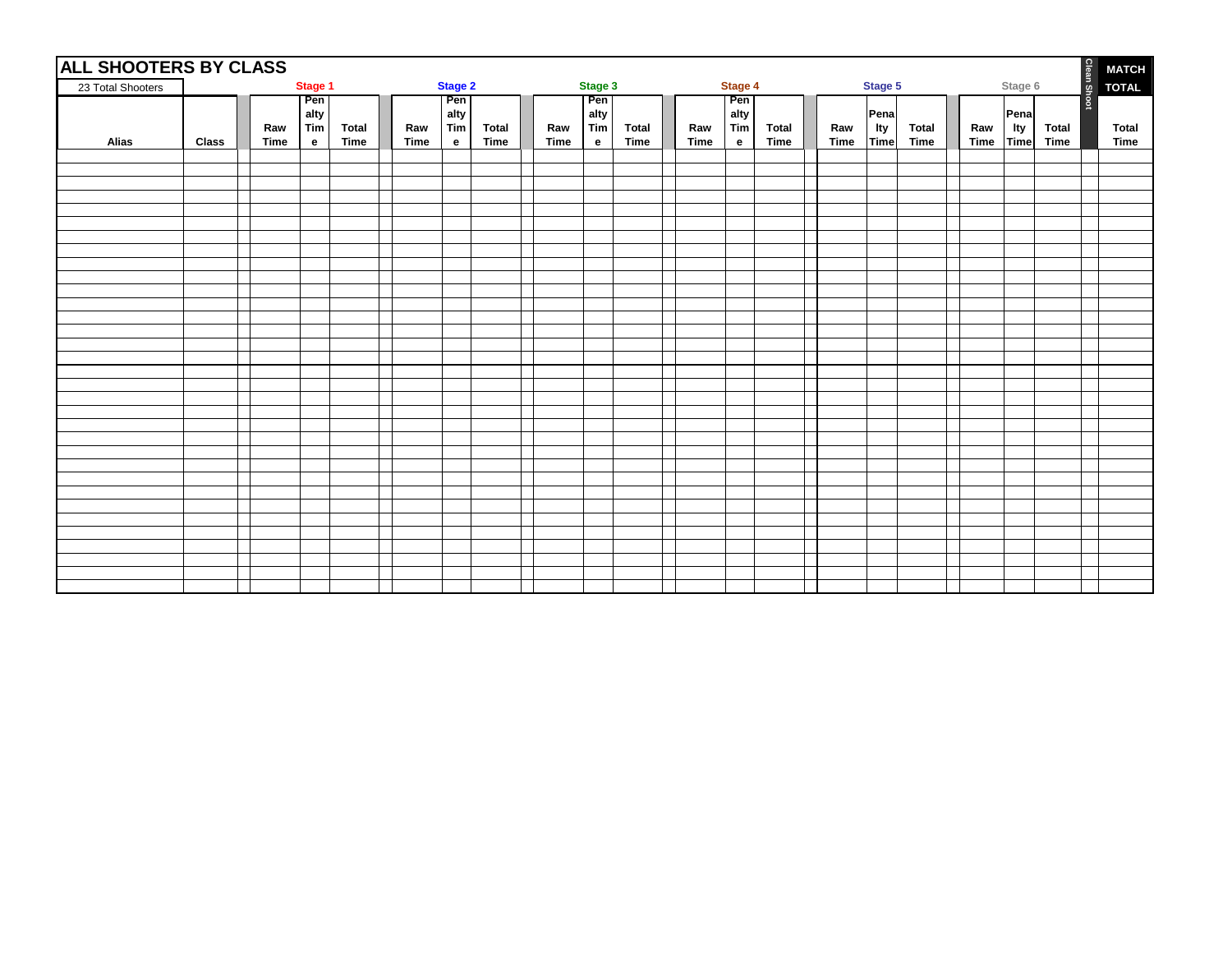# ALL SHOOTERS BY CLASS

23 Total Shooters

| Alias | Class | | Stage 1 Raw Time | Stage 1 Penalty Time | Stage 1 Total Time | | Stage 2 Raw Time | Stage 2 Penalty Time | Stage 2 Total Time | | Stage 3 Raw Time | Stage 3 Penalty Time | Stage 3 Total Time | | Stage 4 Raw Time | Stage 4 Penalty Time | Stage 4 Total Time | | Stage 5 Raw Time | Stage 5 Penalty Time | Stage 5 Total Time | | Stage 6 Raw Time | Stage 6 Penalty Time | Stage 6 Total Time | Clean Shoot | MATCH TOTAL Total Time |
|---|---|---|---|---|---|---|---|---|---|---|---|---|---|---|---|---|---|---|---|---|---|---|---|---|---|---|---|
| | | | | | | | | | | | | | | | | | | | | | | | | | | | |